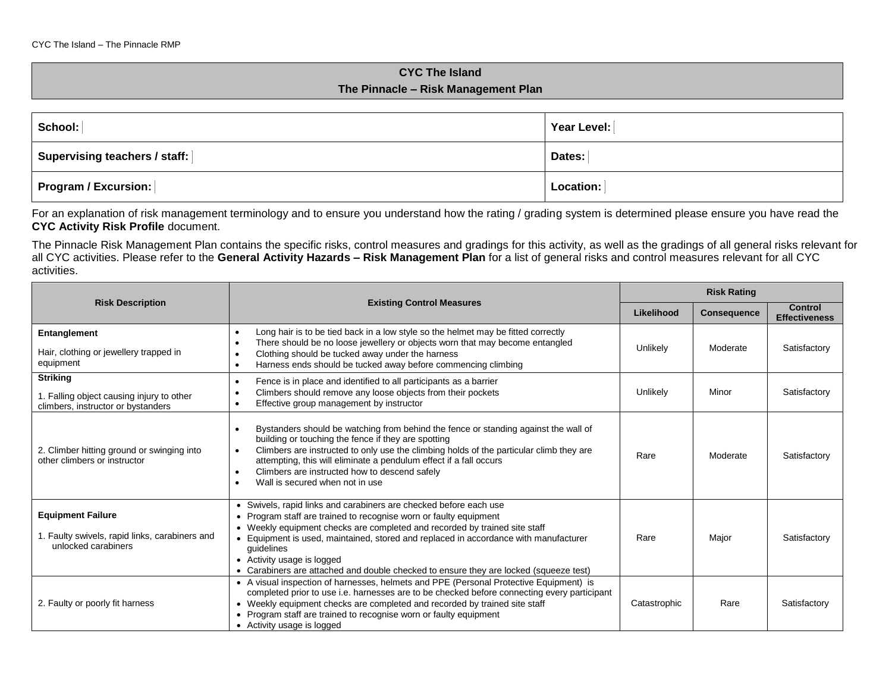# CYC The Island

## The Pinnacle – Risk Management Plan

| **School:** | **Year Level:** |
|---|---|
| **Supervising teachers / staff:** | **Dates:** |
| **Program / Excursion:** | **Location:** |

For an explanation of risk management terminology and to ensure you understand how the rating / grading system is determined please ensure you have read the **CYC Activity Risk Profile** document.

The Pinnacle Risk Management Plan contains the specific risks, control measures and gradings for this activity, as well as the gradings of all general risks relevant for all CYC activities. Please refer to the **General Activity Hazards – Risk Management Plan** for a list of general risks and control measures relevant for all CYC activities.

| Risk Description | Existing Control Measures | Risk Rating | | |
|---|---|---|---|---|
| | | Likelihood | Consequence | Control Effectiveness |
| **Entanglement**<br><br>Hair, clothing or jewellery trapped in equipment | • Long hair is to be tied back in a low style so the helmet may be fitted correctly<br>• There should be no loose jewellery or objects worn that may become entangled<br>• Clothing should be tucked away under the harness<br>• Harness ends should be tucked away before commencing climbing | Unlikely | Moderate | Satisfactory |
| **Striking**<br><br>1. Falling object causing injury to other climbers, instructor or bystanders | • Fence is in place and identified to all participants as a barrier<br>• Climbers should remove any loose objects from their pockets<br>• Effective group management by instructor | Unlikely | Minor | Satisfactory |
| 2. Climber hitting ground or swinging into other climbers or instructor | • Bystanders should be watching from behind the fence or standing against the wall of building or touching the fence if they are spotting<br>• Climbers are instructed to only use the climbing holds of the particular climb they are attempting, this will eliminate a pendulum effect if a fall occurs<br>• Climbers are instructed how to descend safely<br>• Wall is secured when not in use | Rare | Moderate | Satisfactory |
| **Equipment Failure**<br><br>1. Faulty swivels, rapid links, carabiners and unlocked carabiners | • Swivels, rapid links and carabiners are checked before each use<br>• Program staff are trained to recognise worn or faulty equipment<br>• Weekly equipment checks are completed and recorded by trained site staff<br>• Equipment is used, maintained, stored and replaced in accordance with manufacturer guidelines<br>• Activity usage is logged<br>• Carabiners are attached and double checked to ensure they are locked (squeeze test) | Rare | Major | Satisfactory |
| 2. Faulty or poorly fit harness | • A visual inspection of harnesses, helmets and PPE (Personal Protective Equipment) is completed prior to use i.e. harnesses are to be checked before connecting every participant<br>• Weekly equipment checks are completed and recorded by trained site staff<br>• Program staff are trained to recognise worn or faulty equipment<br>• Activity usage is logged | Catastrophic | Rare | Satisfactory |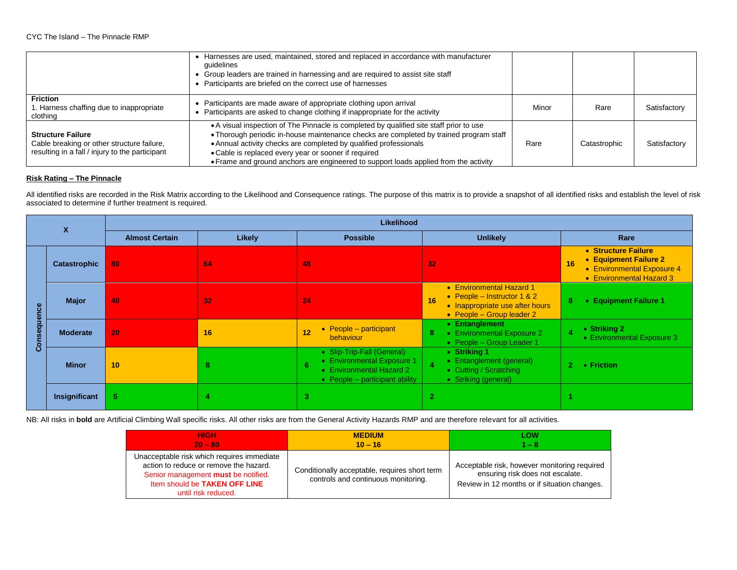| | | | | |
|---|---|---|---|---|
| | • Harnesses are used, maintained, stored and replaced in accordance with manufacturer guidelines<br>• Group leaders are trained in harnessing and are required to assist site staff<br>• Participants are briefed on the correct use of harnesses | | | |
| **Friction**<br>1. Harness chaffing due to inappropriate clothing | • Participants are made aware of appropriate clothing upon arrival<br>• Participants are asked to change clothing if inappropriate for the activity | Minor | Rare | Satisfactory |
| **Structure Failure**<br>Cable breaking or other structure failure, resulting in a fall / injury to the participant | • A visual inspection of The Pinnacle is completed by qualified site staff prior to use<br>• Thorough periodic in-house maintenance checks are completed by trained program staff<br>• Annual activity checks are completed by qualified professionals<br>• Cable is replaced every year or sooner if required<br>• Frame and ground anchors are engineered to support loads applied from the activity | Rare | Catastrophic | Satisfactory |

**Risk Rating – The Pinnacle**

All identified risks are recorded in the Risk Matrix according to the Likelihood and Consequence ratings. The purpose of this matrix is to provide a snapshot of all identified risks and establish the level of risk associated to determine if further treatment is required.

| X | | Likelihood | | | | |
|---|---|---|---|---|---|---|
| | | **Almost Certain** | **Likely** | **Possible** | **Unlikely** | **Rare** |
| **Consequence** | **Catastrophic** | 80 | 64 | 48 | 32 | 16 • **Structure Failure** • **Equipment Failure 2** • Environmental Exposure 4 • Environmental Hazard 3 |
| | **Major** | 40 | 32 | 24 | 16 • Environmental Hazard 1 • People – Instructor 1 & 2 • Inappropriate use after hours • People – Group leader 2 | 8 • **Equipment Failure 1** |
| | **Moderate** | 20 | 16 | 12 • People – participant behaviour | 8 • **Entanglement** • Environmental Exposure 2 • People – Group Leader 1 | 4 • **Striking 2** • Environmental Exposure 3 |
| | **Minor** | 10 | 8 | 6 • Slip-Trip-Fall (General) • Environmental Exposure 1 • Environmental Hazard 2 • People – participant ability | 4 • **Striking 1** • Entanglement (general) • Cutting / Scratching • Striking (general) | 2 • **Friction** |
| | **Insignificant** | 5 | 4 | 3 | 2 | 1 |

NB: All risks in **bold** are Artificial Climbing Wall specific risks. All other risks are from the General Activity Hazards RMP and are therefore relevant for all activities.

| **HIGH**<br>**20 – 80** | **MEDIUM**<br>**10 – 16** | **LOW**<br>**1 – 8** |
|---|---|---|
| Unacceptable risk which requires immediate action to reduce or remove the hazard.<br>Senior management **must** be notified.<br>Item should be **TAKEN OFF LINE** until risk reduced. | Conditionally acceptable, requires short term controls and continuous monitoring. | Acceptable risk, however monitoring required ensuring risk does not escalate.<br>Review in 12 months or if situation changes. |